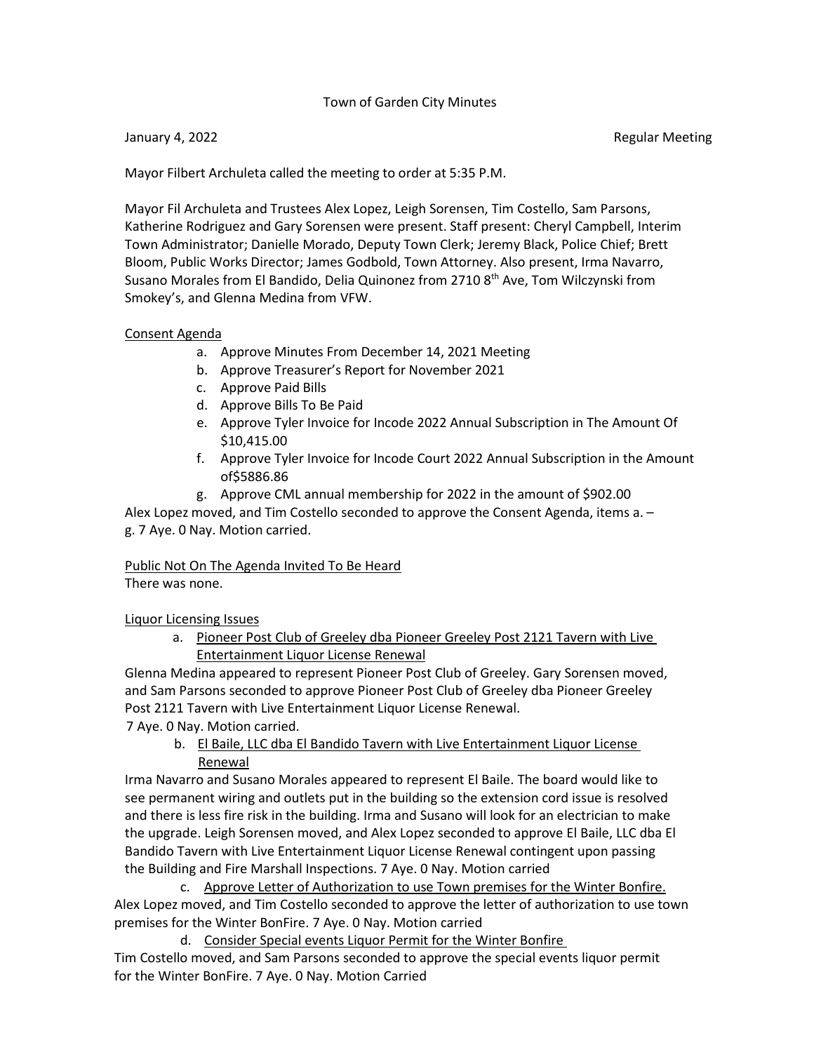Town of Garden City Minutes

January 4, 2022 Regular Meeting

Mayor Filbert Archuleta called the meeting to order at 5:35 P.M.

Mayor Fil Archuleta and Trustees Alex Lopez, Leigh Sorensen, Tim Costello, Sam Parsons, Katherine Rodriguez and Gary Sorensen were present. Staff present: Cheryl Campbell, Interim Town Administrator; Danielle Morado, Deputy Town Clerk; Jeremy Black, Police Chief; Brett Bloom, Public Works Director; James Godbold, Town Attorney. Also present, Irma Navarro, Susano Morales from El Bandido, Delia Quinonez from 2710 8th Ave, Tom Wilczynski from Smokey's, and Glenna Medina from VFW.

Consent Agenda

a. Approve Minutes From December 14, 2021 Meeting
b. Approve Treasurer's Report for November 2021
c. Approve Paid Bills
d. Approve Bills To Be Paid
e. Approve Tyler Invoice for Incode 2022 Annual Subscription in The Amount Of $10,415.00
f. Approve Tyler Invoice for Incode Court 2022 Annual Subscription in the Amount of$5886.86
g. Approve CML annual membership for 2022 in the amount of $902.00

Alex Lopez moved, and Tim Costello seconded to approve the Consent Agenda, items a. – g. 7 Aye. 0 Nay. Motion carried.

Public Not On The Agenda Invited To Be Heard

There was none.

Liquor Licensing Issues

a. Pioneer Post Club of Greeley dba Pioneer Greeley Post 2121 Tavern with Live Entertainment Liquor License Renewal

Glenna Medina appeared to represent Pioneer Post Club of Greeley. Gary Sorensen moved, and Sam Parsons seconded to approve Pioneer Post Club of Greeley dba Pioneer Greeley Post 2121 Tavern with Live Entertainment Liquor License Renewal.
7 Aye. 0 Nay. Motion carried.

b. El Baile, LLC dba El Bandido Tavern with Live Entertainment Liquor License Renewal

Irma Navarro and Susano Morales appeared to represent El Baile. The board would like to see permanent wiring and outlets put in the building so the extension cord issue is resolved and there is less fire risk in the building. Irma and Susano will look for an electrician to make the upgrade. Leigh Sorensen moved, and Alex Lopez seconded to approve El Baile, LLC dba El Bandido Tavern with Live Entertainment Liquor License Renewal contingent upon passing the Building and Fire Marshall Inspections. 7 Aye. 0 Nay. Motion carried

c. Approve Letter of Authorization to use Town premises for the Winter Bonfire.

Alex Lopez moved, and Tim Costello seconded to approve the letter of authorization to use town premises for the Winter BonFire. 7 Aye. 0 Nay. Motion carried

d. Consider Special events Liquor Permit for the Winter Bonfire

Tim Costello moved, and Sam Parsons seconded to approve the special events liquor permit for the Winter BonFire. 7 Aye. 0 Nay. Motion Carried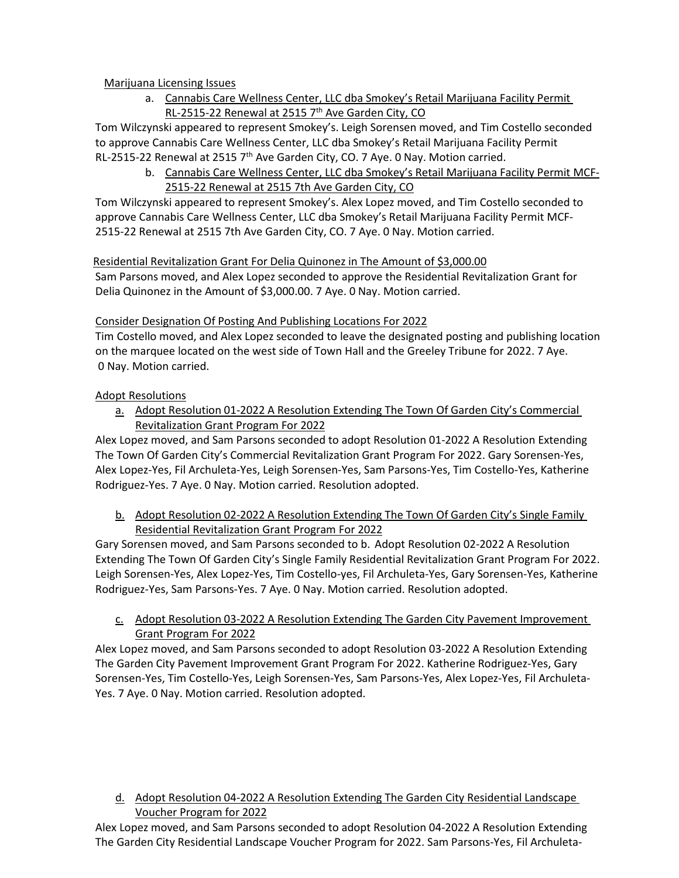Marijuana Licensing Issues

a. Cannabis Care Wellness Center, LLC dba Smokey's Retail Marijuana Facility Permit RL-2515-22 Renewal at 2515 7th Ave Garden City, CO

Tom Wilczynski appeared to represent Smokey's. Leigh Sorensen moved, and Tim Costello seconded to approve Cannabis Care Wellness Center, LLC dba Smokey's Retail Marijuana Facility Permit RL-2515-22 Renewal at 2515 7th Ave Garden City, CO. 7 Aye. 0 Nay. Motion carried.

b. Cannabis Care Wellness Center, LLC dba Smokey's Retail Marijuana Facility Permit MCF-2515-22 Renewal at 2515 7th Ave Garden City, CO

Tom Wilczynski appeared to represent Smokey's. Alex Lopez moved, and Tim Costello seconded to approve Cannabis Care Wellness Center, LLC dba Smokey's Retail Marijuana Facility Permit MCF-2515-22 Renewal at 2515 7th Ave Garden City, CO. 7 Aye. 0 Nay. Motion carried.

Residential Revitalization Grant For Delia Quinonez in The Amount of $3,000.00

Sam Parsons moved, and Alex Lopez seconded to approve the Residential Revitalization Grant for Delia Quinonez in the Amount of $3,000.00. 7 Aye. 0 Nay. Motion carried.

Consider Designation Of Posting And Publishing Locations For 2022

Tim Costello moved, and Alex Lopez seconded to leave the designated posting and publishing location on the marquee located on the west side of Town Hall and the Greeley Tribune for 2022. 7 Aye. 0 Nay. Motion carried.

Adopt Resolutions

a. Adopt Resolution 01-2022 A Resolution Extending The Town Of Garden City's Commercial Revitalization Grant Program For 2022

Alex Lopez moved, and Sam Parsons seconded to adopt Resolution 01-2022 A Resolution Extending The Town Of Garden City's Commercial Revitalization Grant Program For 2022. Gary Sorensen-Yes, Alex Lopez-Yes, Fil Archuleta-Yes, Leigh Sorensen-Yes, Sam Parsons-Yes, Tim Costello-Yes, Katherine Rodriguez-Yes. 7 Aye. 0 Nay. Motion carried. Resolution adopted.

b. Adopt Resolution 02-2022 A Resolution Extending The Town Of Garden City's Single Family Residential Revitalization Grant Program For 2022

Gary Sorensen moved, and Sam Parsons seconded to b. Adopt Resolution 02-2022 A Resolution Extending The Town Of Garden City's Single Family Residential Revitalization Grant Program For 2022. Leigh Sorensen-Yes, Alex Lopez-Yes, Tim Costello-yes, Fil Archuleta-Yes, Gary Sorensen-Yes, Katherine Rodriguez-Yes, Sam Parsons-Yes. 7 Aye. 0 Nay. Motion carried. Resolution adopted.

c. Adopt Resolution 03-2022 A Resolution Extending The Garden City Pavement Improvement Grant Program For 2022

Alex Lopez moved, and Sam Parsons seconded to adopt Resolution 03-2022 A Resolution Extending The Garden City Pavement Improvement Grant Program For 2022. Katherine Rodriguez-Yes, Gary Sorensen-Yes, Tim Costello-Yes, Leigh Sorensen-Yes, Sam Parsons-Yes, Alex Lopez-Yes, Fil Archuleta-Yes. 7 Aye. 0 Nay. Motion carried. Resolution adopted.

d. Adopt Resolution 04-2022 A Resolution Extending The Garden City Residential Landscape Voucher Program for 2022

Alex Lopez moved, and Sam Parsons seconded to adopt Resolution 04-2022 A Resolution Extending The Garden City Residential Landscape Voucher Program for 2022. Sam Parsons-Yes, Fil Archuleta-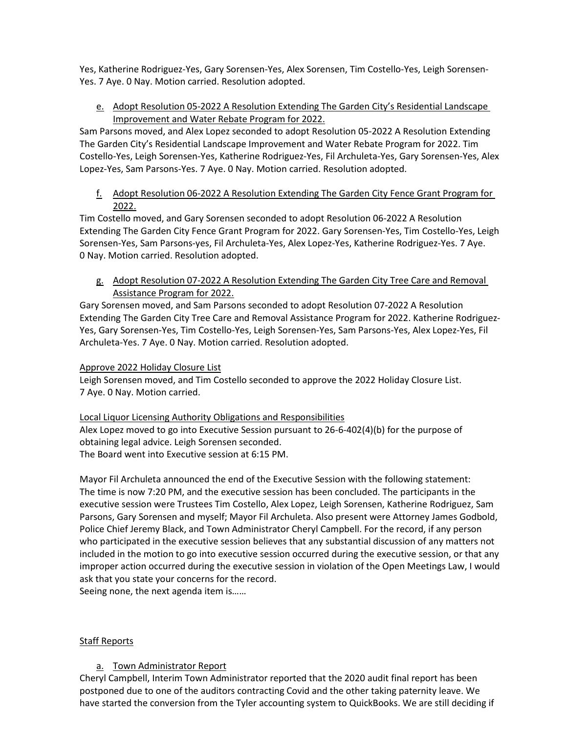Yes, Katherine Rodriguez-Yes, Gary Sorensen-Yes, Alex Sorensen, Tim Costello-Yes, Leigh Sorensen-Yes. 7 Aye. 0 Nay. Motion carried. Resolution adopted.

e. Adopt Resolution 05-2022 A Resolution Extending The Garden City's Residential Landscape Improvement and Water Rebate Program for 2022.

Sam Parsons moved, and Alex Lopez seconded to adopt Resolution 05-2022 A Resolution Extending The Garden City's Residential Landscape Improvement and Water Rebate Program for 2022. Tim Costello-Yes, Leigh Sorensen-Yes, Katherine Rodriguez-Yes, Fil Archuleta-Yes, Gary Sorensen-Yes, Alex Lopez-Yes, Sam Parsons-Yes. 7 Aye. 0 Nay. Motion carried. Resolution adopted.

f. Adopt Resolution 06-2022 A Resolution Extending The Garden City Fence Grant Program for 2022.

Tim Costello moved, and Gary Sorensen seconded to adopt Resolution 06-2022 A Resolution Extending The Garden City Fence Grant Program for 2022. Gary Sorensen-Yes, Tim Costello-Yes, Leigh Sorensen-Yes, Sam Parsons-yes, Fil Archuleta-Yes, Alex Lopez-Yes, Katherine Rodriguez-Yes. 7 Aye. 0 Nay. Motion carried. Resolution adopted.

g. Adopt Resolution 07-2022 A Resolution Extending The Garden City Tree Care and Removal Assistance Program for 2022.

Gary Sorensen moved, and Sam Parsons seconded to adopt Resolution 07-2022 A Resolution Extending The Garden City Tree Care and Removal Assistance Program for 2022. Katherine Rodriguez-Yes, Gary Sorensen-Yes, Tim Costello-Yes, Leigh Sorensen-Yes, Sam Parsons-Yes, Alex Lopez-Yes, Fil Archuleta-Yes. 7 Aye. 0 Nay. Motion carried. Resolution adopted.

Approve 2022 Holiday Closure List

Leigh Sorensen moved, and Tim Costello seconded to approve the 2022 Holiday Closure List.
7 Aye. 0 Nay. Motion carried.

Local Liquor Licensing Authority Obligations and Responsibilities

Alex Lopez moved to go into Executive Session pursuant to 26-6-402(4)(b) for the purpose of obtaining legal advice. Leigh Sorensen seconded.
The Board went into Executive session at 6:15 PM.

Mayor Fil Archuleta announced the end of the Executive Session with the following statement:
The time is now 7:20 PM, and the executive session has been concluded. The participants in the executive session were Trustees Tim Costello, Alex Lopez, Leigh Sorensen, Katherine Rodriguez, Sam Parsons, Gary Sorensen and myself; Mayor Fil Archuleta. Also present were Attorney James Godbold, Police Chief Jeremy Black, and Town Administrator Cheryl Campbell. For the record, if any person who participated in the executive session believes that any substantial discussion of any matters not included in the motion to go into executive session occurred during the executive session, or that any improper action occurred during the executive session in violation of the Open Meetings Law, I would ask that you state your concerns for the record.
Seeing none, the next agenda item is……

Staff Reports

a. Town Administrator Report

Cheryl Campbell, Interim Town Administrator reported that the 2020 audit final report has been postponed due to one of the auditors contracting Covid and the other taking paternity leave. We have started the conversion from the Tyler accounting system to QuickBooks. We are still deciding if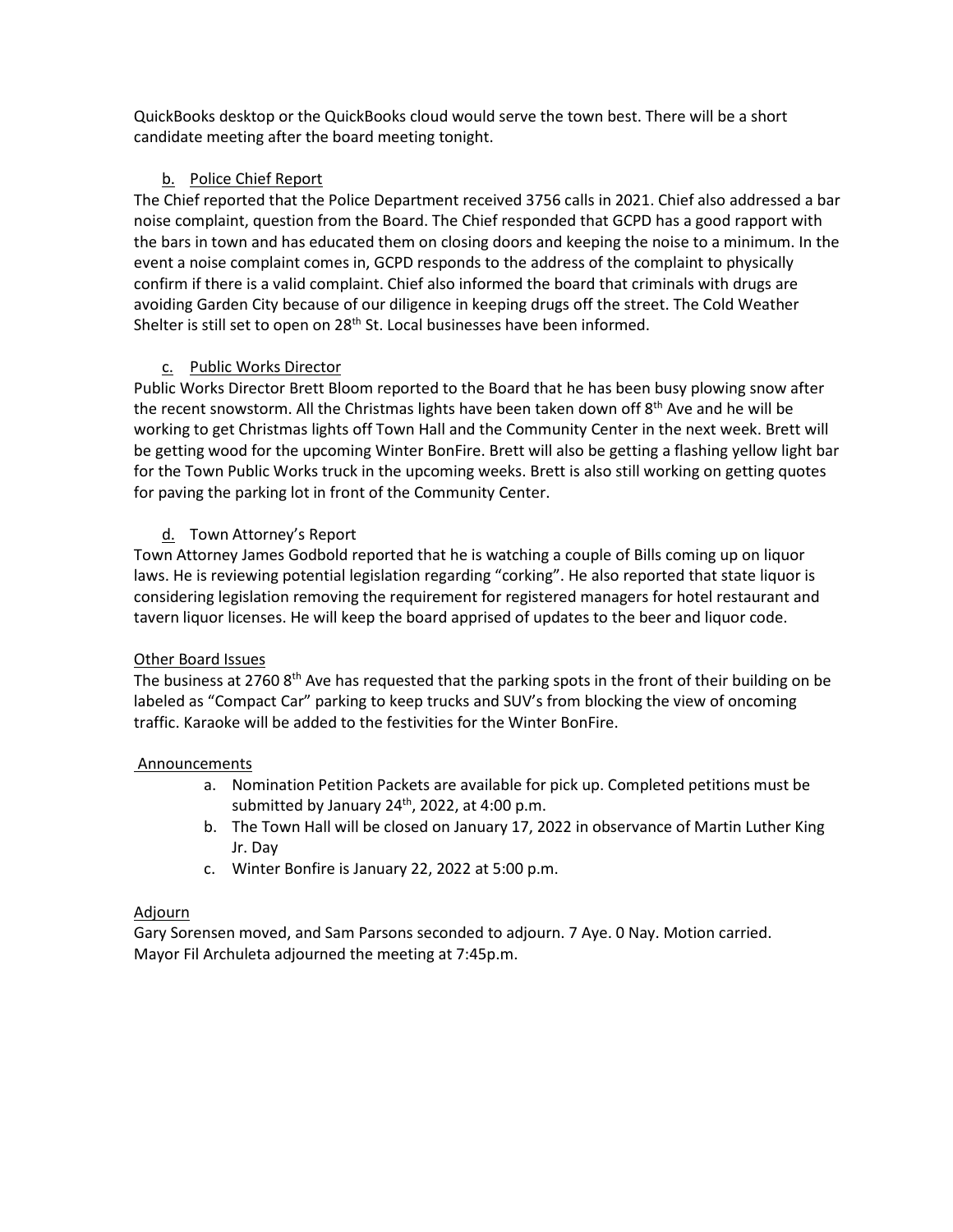QuickBooks desktop or the QuickBooks cloud would serve the town best. There will be a short candidate meeting after the board meeting tonight.

b. Police Chief Report

The Chief reported that the Police Department received 3756 calls in 2021. Chief also addressed a bar noise complaint, question from the Board. The Chief responded that GCPD has a good rapport with the bars in town and has educated them on closing doors and keeping the noise to a minimum. In the event a noise complaint comes in, GCPD responds to the address of the complaint to physically confirm if there is a valid complaint. Chief also informed the board that criminals with drugs are avoiding Garden City because of our diligence in keeping drugs off the street. The Cold Weather Shelter is still set to open on 28th St. Local businesses have been informed.

c. Public Works Director

Public Works Director Brett Bloom reported to the Board that he has been busy plowing snow after the recent snowstorm. All the Christmas lights have been taken down off 8th Ave and he will be working to get Christmas lights off Town Hall and the Community Center in the next week. Brett will be getting wood for the upcoming Winter BonFire. Brett will also be getting a flashing yellow light bar for the Town Public Works truck in the upcoming weeks. Brett is also still working on getting quotes for paving the parking lot in front of the Community Center.

d. Town Attorney's Report

Town Attorney James Godbold reported that he is watching a couple of Bills coming up on liquor laws. He is reviewing potential legislation regarding "corking". He also reported that state liquor is considering legislation removing the requirement for registered managers for hotel restaurant and tavern liquor licenses. He will keep the board apprised of updates to the beer and liquor code.

Other Board Issues

The business at 2760 8th Ave has requested that the parking spots in the front of their building on be labeled as "Compact Car" parking to keep trucks and SUV's from blocking the view of oncoming traffic. Karaoke will be added to the festivities for the Winter BonFire.

Announcements

a. Nomination Petition Packets are available for pick up. Completed petitions must be submitted by January 24th, 2022, at 4:00 p.m.
b. The Town Hall will be closed on January 17, 2022 in observance of Martin Luther King Jr. Day
c. Winter Bonfire is January 22, 2022 at 5:00 p.m.

Adjourn

Gary Sorensen moved, and Sam Parsons seconded to adjourn. 7 Aye. 0 Nay. Motion carried.
Mayor Fil Archuleta adjourned the meeting at 7:45p.m.